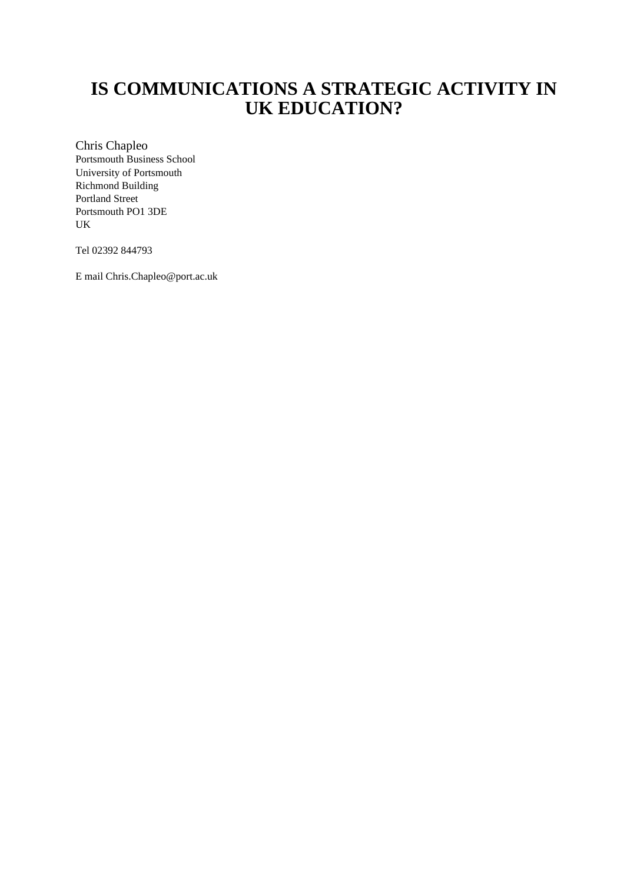# IS COMMUNICATIONS A STRATEGIC ACTIVITY IN UK EDUCATION?

Chris Chapleo
Portsmouth Business School
University of Portsmouth
Richmond Building
Portland Street
Portsmouth PO1 3DE
UK

Tel 02392 844793

E mail Chris.Chapleo@port.ac.uk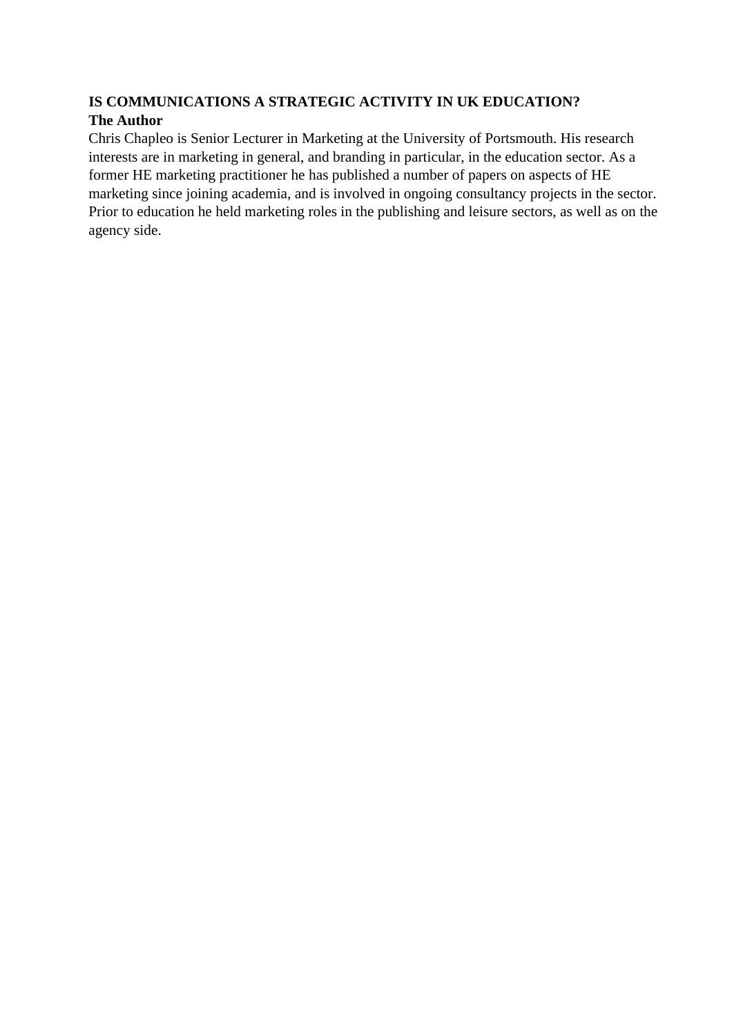**IS COMMUNICATIONS A STRATEGIC ACTIVITY IN UK EDUCATION?**

**The Author**

Chris Chapleo is Senior Lecturer in Marketing at the University of Portsmouth. His research interests are in marketing in general, and branding in particular, in the education sector. As a former HE marketing practitioner he has published a number of papers on aspects of HE marketing since joining academia, and is involved in ongoing consultancy projects in the sector. Prior to education he held marketing roles in the publishing and leisure sectors, as well as on the agency side.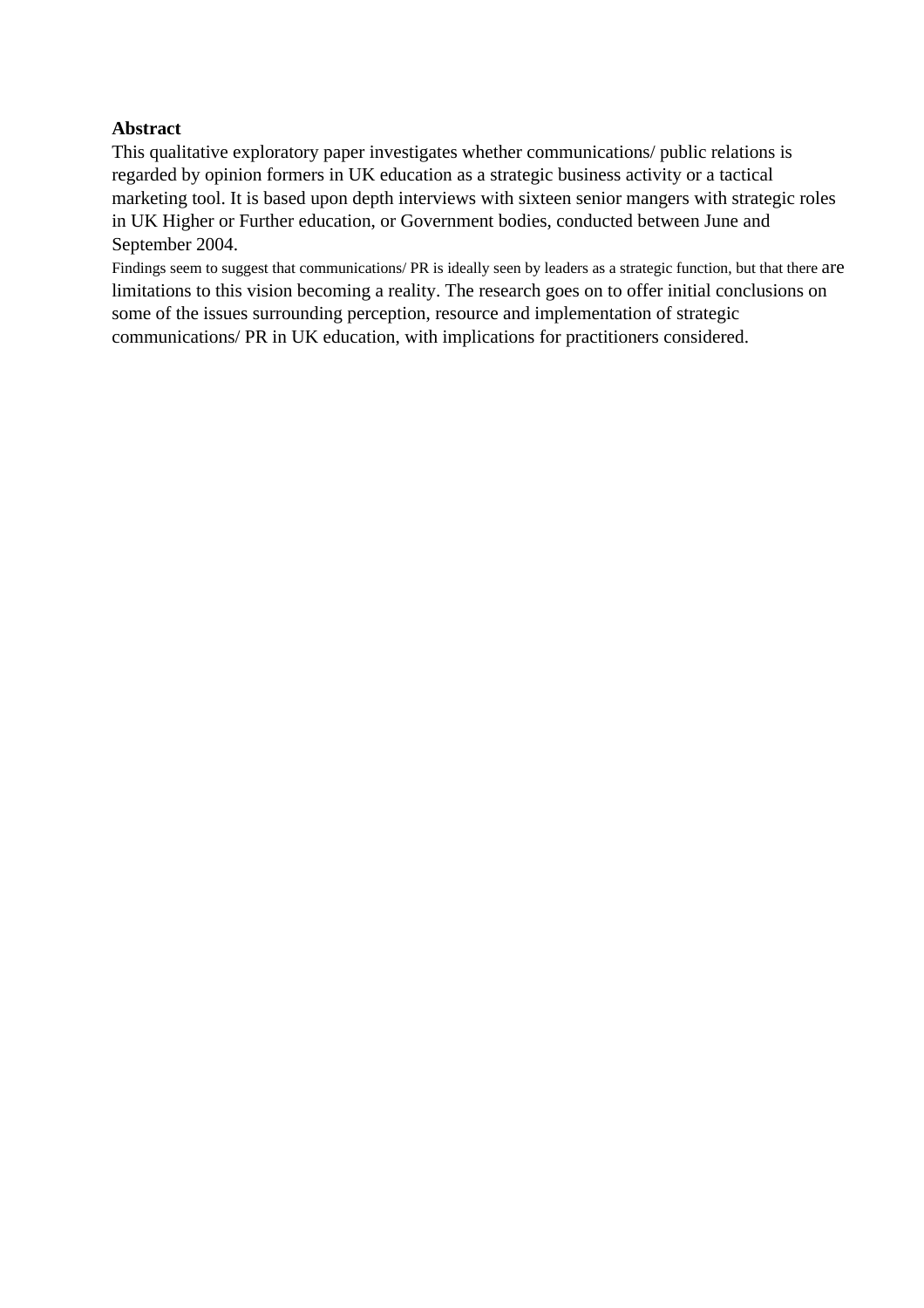**Abstract**

This qualitative exploratory paper investigates whether communications/ public relations is regarded by opinion formers in UK education as a strategic business activity or a tactical marketing tool. It is based upon depth interviews with sixteen senior mangers with strategic roles in UK Higher or Further education, or Government bodies, conducted between June and September 2004.

Findings seem to suggest that communications/ PR is ideally seen by leaders as a strategic function, but that there are limitations to this vision becoming a reality. The research goes on to offer initial conclusions on some of the issues surrounding perception, resource and implementation of strategic communications/ PR in UK education, with implications for practitioners considered.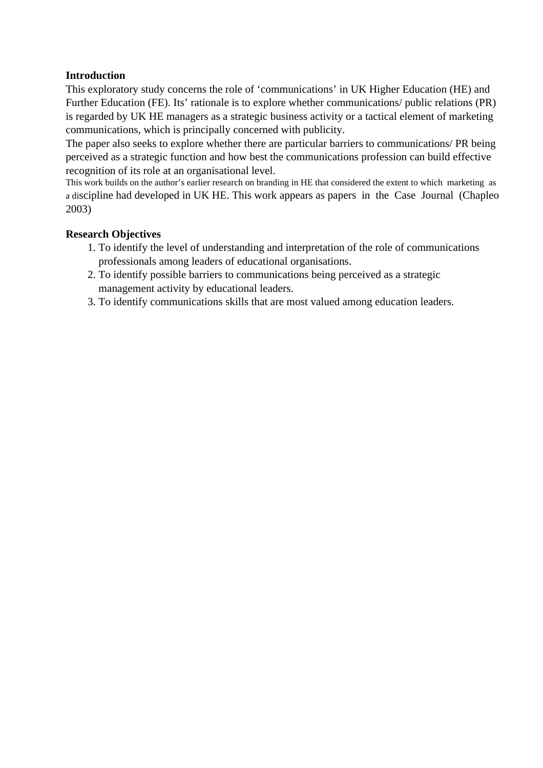**Introduction**

This exploratory study concerns the role of 'communications' in UK Higher Education (HE) and Further Education (FE). Its' rationale is to explore whether communications/ public relations (PR) is regarded by UK HE managers as a strategic business activity or a tactical element of marketing communications, which is principally concerned with publicity.

The paper also seeks to explore whether there are particular barriers to communications/ PR being perceived as a strategic function and how best the communications profession can build effective recognition of its role at an organisational level.

This work builds on the author's earlier research on branding in HE that considered the extent to which marketing as a discipline had developed in UK HE. This work appears as papers in the Case Journal (Chapleo 2003)

**Research Objectives**

1. To identify the level of understanding and interpretation of the role of communications professionals among leaders of educational organisations.
2. To identify possible barriers to communications being perceived as a strategic management activity by educational leaders.
3. To identify communications skills that are most valued among education leaders.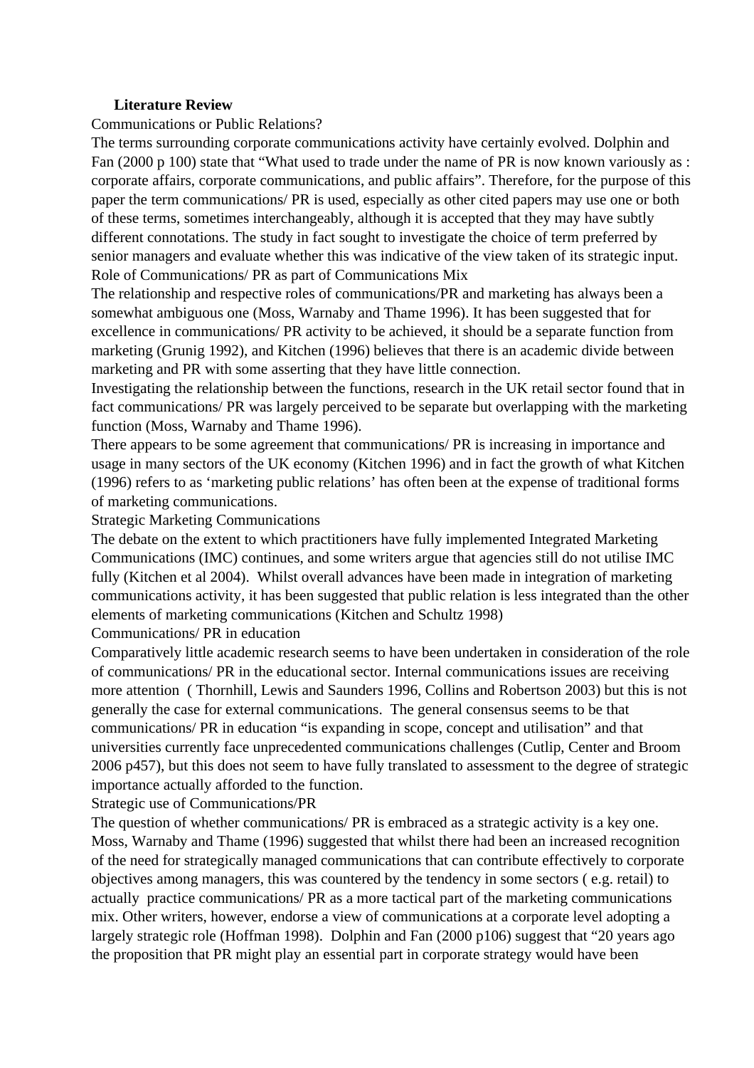## Literature Review

### Communications or Public Relations?

The terms surrounding corporate communications activity have certainly evolved. Dolphin and Fan (2000 p 100) state that "What used to trade under the name of PR is now known variously as : corporate affairs, corporate communications, and public affairs". Therefore, for the purpose of this paper the term communications/ PR is used, especially as other cited papers may use one or both of these terms, sometimes interchangeably, although it is accepted that they may have subtly different connotations. The study in fact sought to investigate the choice of term preferred by senior managers and evaluate whether this was indicative of the view taken of its strategic input.

### Role of Communications/ PR as part of Communications Mix

The relationship and respective roles of communications/PR and marketing has always been a somewhat ambiguous one (Moss, Warnaby and Thame 1996). It has been suggested that for excellence in communications/ PR activity to be achieved, it should be a separate function from marketing (Grunig 1992), and Kitchen (1996) believes that there is an academic divide between marketing and PR with some asserting that they have little connection.

Investigating the relationship between the functions, research in the UK retail sector found that in fact communications/ PR was largely perceived to be separate but overlapping with the marketing function (Moss, Warnaby and Thame 1996).

There appears to be some agreement that communications/ PR is increasing in importance and usage in many sectors of the UK economy (Kitchen 1996) and in fact the growth of what Kitchen (1996) refers to as 'marketing public relations' has often been at the expense of traditional forms of marketing communications.

### Strategic Marketing Communications

The debate on the extent to which practitioners have fully implemented Integrated Marketing Communications (IMC) continues, and some writers argue that agencies still do not utilise IMC fully (Kitchen et al 2004). Whilst overall advances have been made in integration of marketing communications activity, it has been suggested that public relation is less integrated than the other elements of marketing communications (Kitchen and Schultz 1998)

### Communications/ PR in education

Comparatively little academic research seems to have been undertaken in consideration of the role of communications/ PR in the educational sector. Internal communications issues are receiving more attention ( Thornhill, Lewis and Saunders 1996, Collins and Robertson 2003) but this is not generally the case for external communications. The general consensus seems to be that communications/ PR in education "is expanding in scope, concept and utilisation" and that universities currently face unprecedented communications challenges (Cutlip, Center and Broom 2006 p457), but this does not seem to have fully translated to assessment to the degree of strategic importance actually afforded to the function.

### Strategic use of Communications/PR

The question of whether communications/ PR is embraced as a strategic activity is a key one. Moss, Warnaby and Thame (1996) suggested that whilst there had been an increased recognition of the need for strategically managed communications that can contribute effectively to corporate objectives among managers, this was countered by the tendency in some sectors ( e.g. retail) to actually practice communications/ PR as a more tactical part of the marketing communications mix. Other writers, however, endorse a view of communications at a corporate level adopting a largely strategic role (Hoffman 1998). Dolphin and Fan (2000 p106) suggest that "20 years ago the proposition that PR might play an essential part in corporate strategy would have been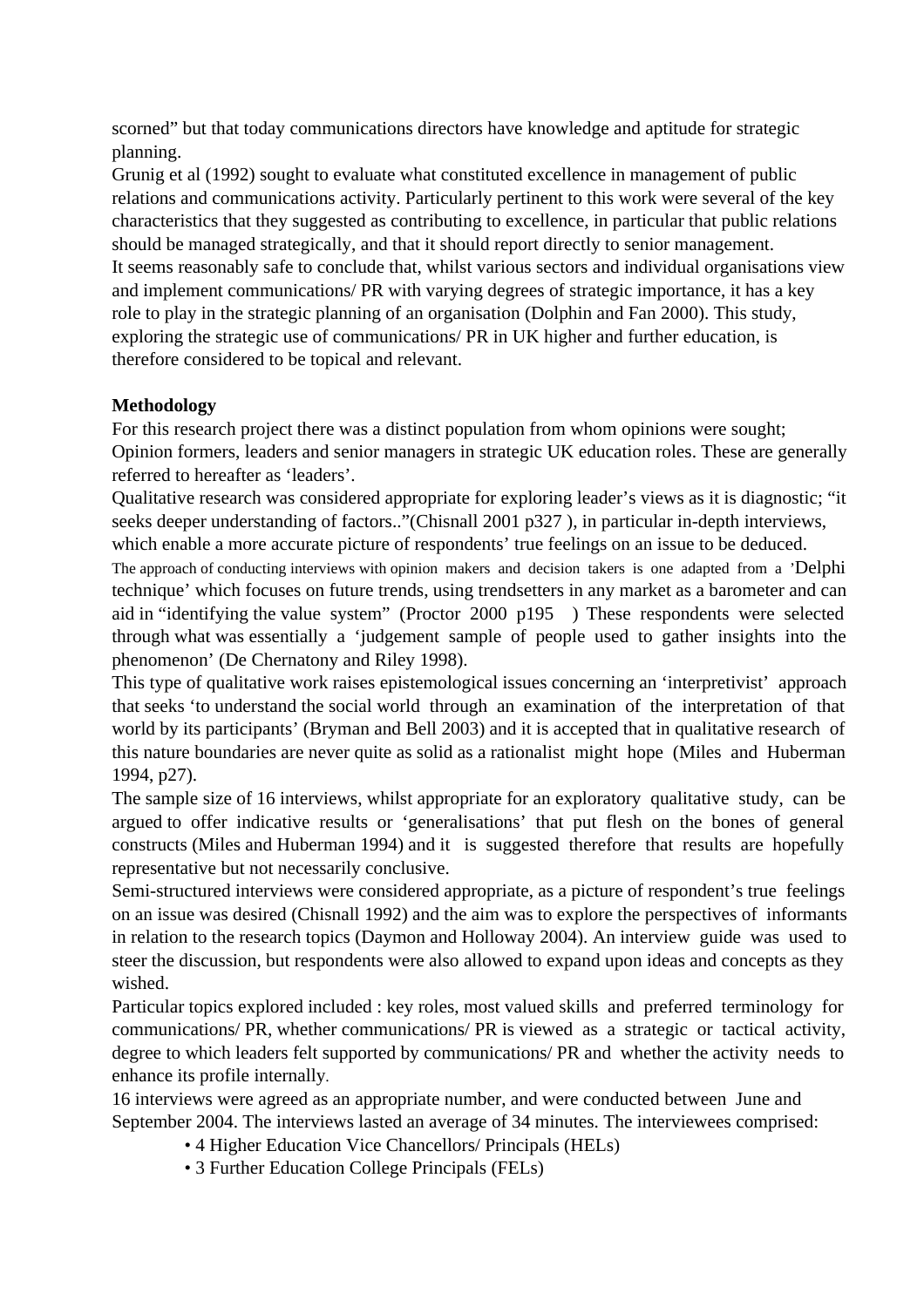scorned" but that today communications directors have knowledge and aptitude for strategic planning.

Grunig et al (1992) sought to evaluate what constituted excellence in management of public relations and communications activity. Particularly pertinent to this work were several of the key characteristics that they suggested as contributing to excellence, in particular that public relations should be managed strategically, and that it should report directly to senior management.

It seems reasonably safe to conclude that, whilst various sectors and individual organisations view and implement communications/ PR with varying degrees of strategic importance, it has a key role to play in the strategic planning of an organisation (Dolphin and Fan 2000). This study, exploring the strategic use of communications/ PR in UK higher and further education, is therefore considered to be topical and relevant.

**Methodology**

For this research project there was a distinct population from whom opinions were sought; Opinion formers, leaders and senior managers in strategic UK education roles. These are generally referred to hereafter as 'leaders'.

Qualitative research was considered appropriate for exploring leader's views as it is diagnostic; "it seeks deeper understanding of factors.."(Chisnall 2001 p327 ), in particular in-depth interviews, which enable a more accurate picture of respondents' true feelings on an issue to be deduced.

The approach of conducting interviews with opinion makers and decision takers is one adapted from a 'Delphi technique' which focuses on future trends, using trendsetters in any market as a barometer and can aid in "identifying the value system" (Proctor 2000 p195 ) These respondents were selected through what was essentially a 'judgement sample of people used to gather insights into the phenomenon' (De Chernatony and Riley 1998).

This type of qualitative work raises epistemological issues concerning an 'interpretivist' approach that seeks 'to understand the social world through an examination of the interpretation of that world by its participants' (Bryman and Bell 2003) and it is accepted that in qualitative research of this nature boundaries are never quite as solid as a rationalist might hope (Miles and Huberman 1994, p27).

The sample size of 16 interviews, whilst appropriate for an exploratory qualitative study, can be argued to offer indicative results or 'generalisations' that put flesh on the bones of general constructs (Miles and Huberman 1994) and it is suggested therefore that results are hopefully representative but not necessarily conclusive.

Semi-structured interviews were considered appropriate, as a picture of respondent's true feelings on an issue was desired (Chisnall 1992) and the aim was to explore the perspectives of informants in relation to the research topics (Daymon and Holloway 2004). An interview guide was used to steer the discussion, but respondents were also allowed to expand upon ideas and concepts as they wished.

Particular topics explored included : key roles, most valued skills and preferred terminology for communications/ PR, whether communications/ PR is viewed as a strategic or tactical activity, degree to which leaders felt supported by communications/ PR and whether the activity needs to enhance its profile internally.

16 interviews were agreed as an appropriate number, and were conducted between June and September 2004. The interviews lasted an average of 34 minutes. The interviewees comprised:

- 4 Higher Education Vice Chancellors/ Principals (HELs)
- 3 Further Education College Principals (FELs)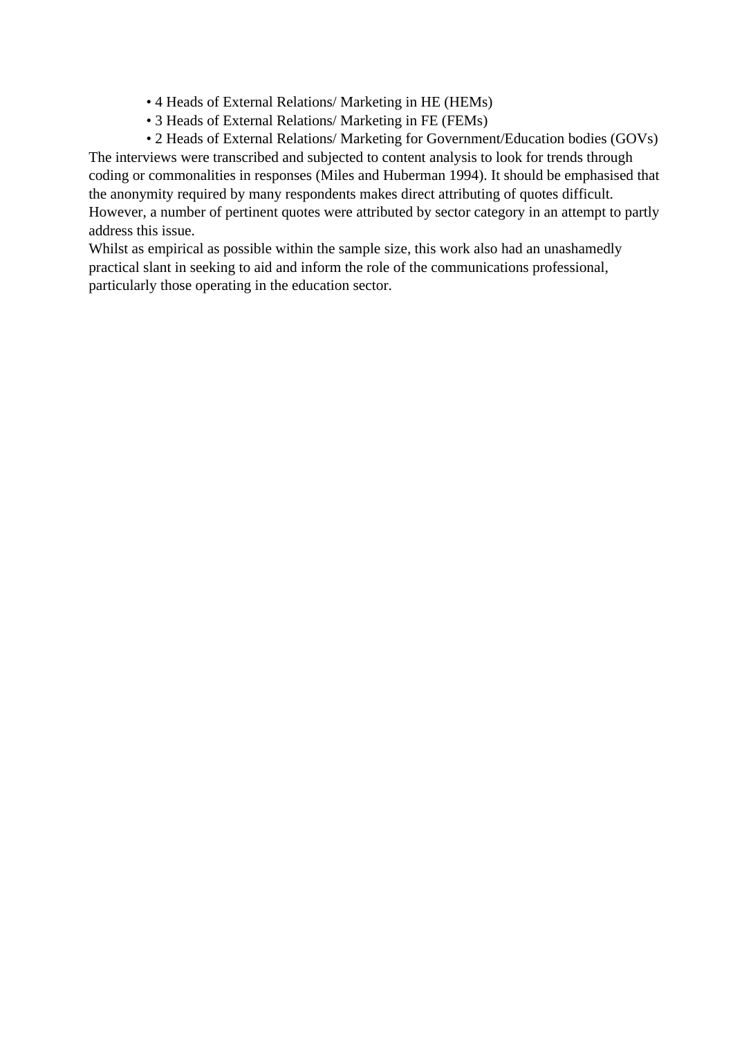- 4 Heads of External Relations/ Marketing in HE (HEMs)
- 3 Heads of External Relations/ Marketing in FE (FEMs)
- 2 Heads of External Relations/ Marketing for Government/Education bodies (GOVs)

The interviews were transcribed and subjected to content analysis to look for trends through coding or commonalities in responses (Miles and Huberman 1994). It should be emphasised that the anonymity required by many respondents makes direct attributing of quotes difficult. However, a number of pertinent quotes were attributed by sector category in an attempt to partly address this issue.

Whilst as empirical as possible within the sample size, this work also had an unashamedly practical slant in seeking to aid and inform the role of the communications professional, particularly those operating in the education sector.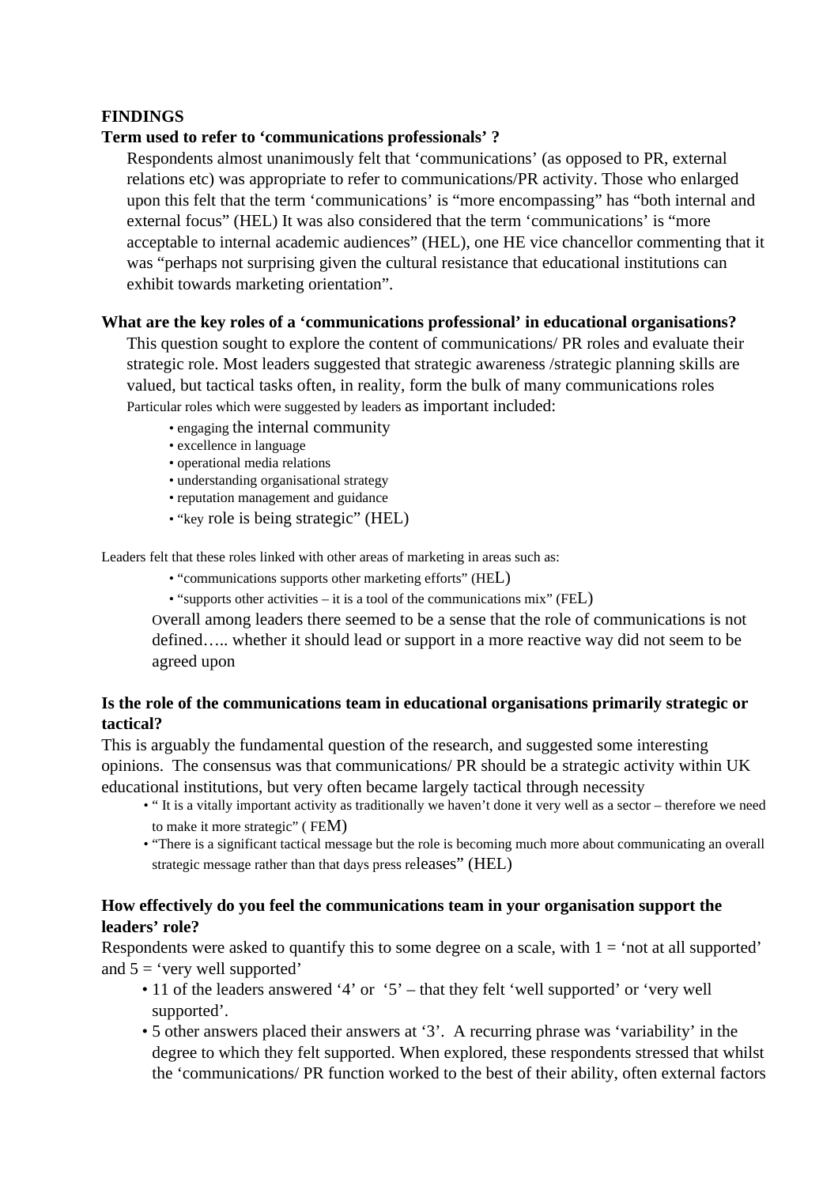**FINDINGS**

**Term used to refer to 'communications professionals' ?**

Respondents almost unanimously felt that 'communications' (as opposed to PR, external relations etc) was appropriate to refer to communications/PR activity. Those who enlarged upon this felt that the term 'communications' is "more encompassing" has "both internal and external focus" (HEL) It was also considered that the term 'communications' is "more acceptable to internal academic audiences" (HEL), one HE vice chancellor commenting that it was "perhaps not surprising given the cultural resistance that educational institutions can exhibit towards marketing orientation".

**What are the key roles of a 'communications professional' in educational organisations?**

This question sought to explore the content of communications/ PR roles and evaluate their strategic role. Most leaders suggested that strategic awareness /strategic planning skills are valued, but tactical tasks often, in reality, form the bulk of many communications roles Particular roles which were suggested by leaders as important included:

- engaging the internal community
- excellence in language
- operational media relations
- understanding organisational strategy
- reputation management and guidance
- "key role is being strategic" (HEL)

Leaders felt that these roles linked with other areas of marketing in areas such as:

- "communications supports other marketing efforts" (HEL)
- "supports other activities – it is a tool of the communications mix" (FEL)

Overall among leaders there seemed to be a sense that the role of communications is not defined….. whether it should lead or support in a more reactive way did not seem to be agreed upon

**Is the role of the communications team in educational organisations primarily strategic or tactical?**

This is arguably the fundamental question of the research, and suggested some interesting opinions. The consensus was that communications/ PR should be a strategic activity within UK educational institutions, but very often became largely tactical through necessity

- " It is a vitally important activity as traditionally we haven't done it very well as a sector – therefore we need to make it more strategic" ( FEM)
- "There is a significant tactical message but the role is becoming much more about communicating an overall strategic message rather than that days press releases" (HEL)

**How effectively do you feel the communications team in your organisation support the leaders' role?**

Respondents were asked to quantify this to some degree on a scale, with 1 = 'not at all supported' and 5 = 'very well supported'

- 11 of the leaders answered '4' or '5' – that they felt 'well supported' or 'very well supported'.
- 5 other answers placed their answers at '3'. A recurring phrase was 'variability' in the degree to which they felt supported. When explored, these respondents stressed that whilst the 'communications/ PR function worked to the best of their ability, often external factors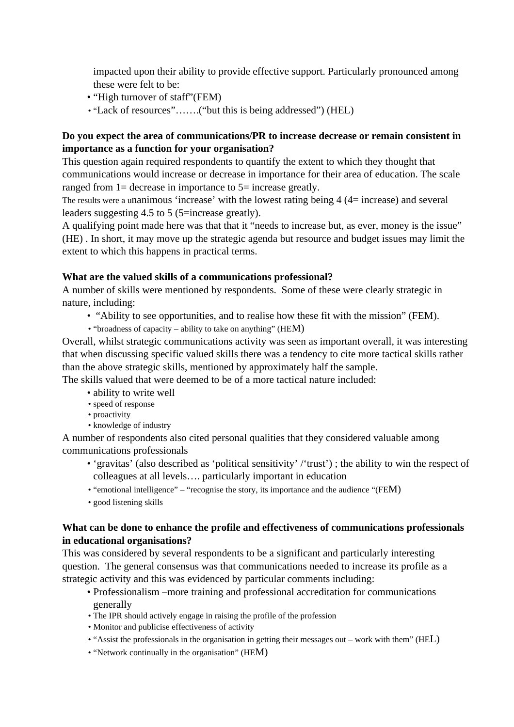impacted upon their ability to provide effective support. Particularly pronounced among these were felt to be:

- "High turnover of staff"(FEM)
- "Lack of resources"…….("but this is being addressed") (HEL)

**Do you expect the area of communications/PR to increase decrease or remain consistent in importance as a function for your organisation?**

This question again required respondents to quantify the extent to which they thought that communications would increase or decrease in importance for their area of education. The scale ranged from 1= decrease in importance to 5= increase greatly.

The results were a unanimous 'increase' with the lowest rating being 4 (4= increase) and several leaders suggesting 4.5 to 5 (5=increase greatly).

A qualifying point made here was that that it "needs to increase but, as ever, money is the issue" (HE) . In short, it may move up the strategic agenda but resource and budget issues may limit the extent to which this happens in practical terms.

**What are the valued skills of a communications professional?**

A number of skills were mentioned by respondents. Some of these were clearly strategic in nature, including:

- "Ability to see opportunities, and to realise how these fit with the mission" (FEM).
- "broadness of capacity – ability to take on anything" (HEM)

Overall, whilst strategic communications activity was seen as important overall, it was interesting that when discussing specific valued skills there was a tendency to cite more tactical skills rather than the above strategic skills, mentioned by approximately half the sample.

The skills valued that were deemed to be of a more tactical nature included:

- ability to write well
- speed of response
- proactivity
- knowledge of industry

A number of respondents also cited personal qualities that they considered valuable among communications professionals

- 'gravitas' (also described as 'political sensitivity' /'trust') ; the ability to win the respect of colleagues at all levels…. particularly important in education
- "emotional intelligence" – "recognise the story, its importance and the audience "(FEM)
- good listening skills

**What can be done to enhance the profile and effectiveness of communications professionals in educational organisations?**

This was considered by several respondents to be a significant and particularly interesting question. The general consensus was that communications needed to increase its profile as a strategic activity and this was evidenced by particular comments including:

- Professionalism –more training and professional accreditation for communications generally
- The IPR should actively engage in raising the profile of the profession
- Monitor and publicise effectiveness of activity
- "Assist the professionals in the organisation in getting their messages out – work with them" (HEL)
- "Network continually in the organisation" (HEM)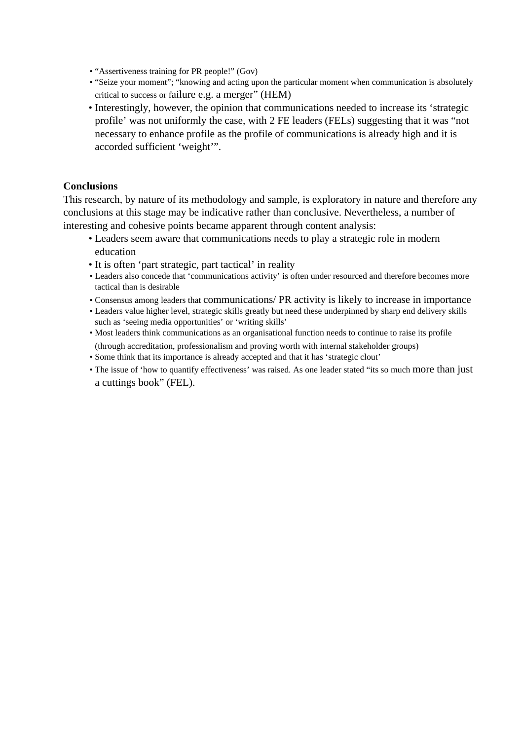- “Assertiveness training for PR people!” (Gov)
- “Seize your moment”; “knowing and acting upon the particular moment when communication is absolutely critical to success or failure e.g. a merger” (HEM)
- Interestingly, however, the opinion that communications needed to increase its ‘strategic profile’ was not uniformly the case, with 2 FE leaders (FELs) suggesting that it was “not necessary to enhance profile as the profile of communications is already high and it is accorded sufficient ‘weight’”.

**Conclusions**

This research, by nature of its methodology and sample, is exploratory in nature and therefore any conclusions at this stage may be indicative rather than conclusive. Nevertheless, a number of interesting and cohesive points became apparent through content analysis:

- Leaders seem aware that communications needs to play a strategic role in modern education
- It is often ‘part strategic, part tactical’ in reality
- Leaders also concede that ‘communications activity’ is often under resourced and therefore becomes more tactical than is desirable
- Consensus among leaders that communications/ PR activity is likely to increase in importance
- Leaders value higher level, strategic skills greatly but need these underpinned by sharp end delivery skills such as ‘seeing media opportunities’ or ‘writing skills’
- Most leaders think communications as an organisational function needs to continue to raise its profile (through accreditation, professionalism and proving worth with internal stakeholder groups)
- Some think that its importance is already accepted and that it has ‘strategic clout’
- The issue of ‘how to quantify effectiveness’ was raised. As one leader stated “its so much more than just a cuttings book” (FEL).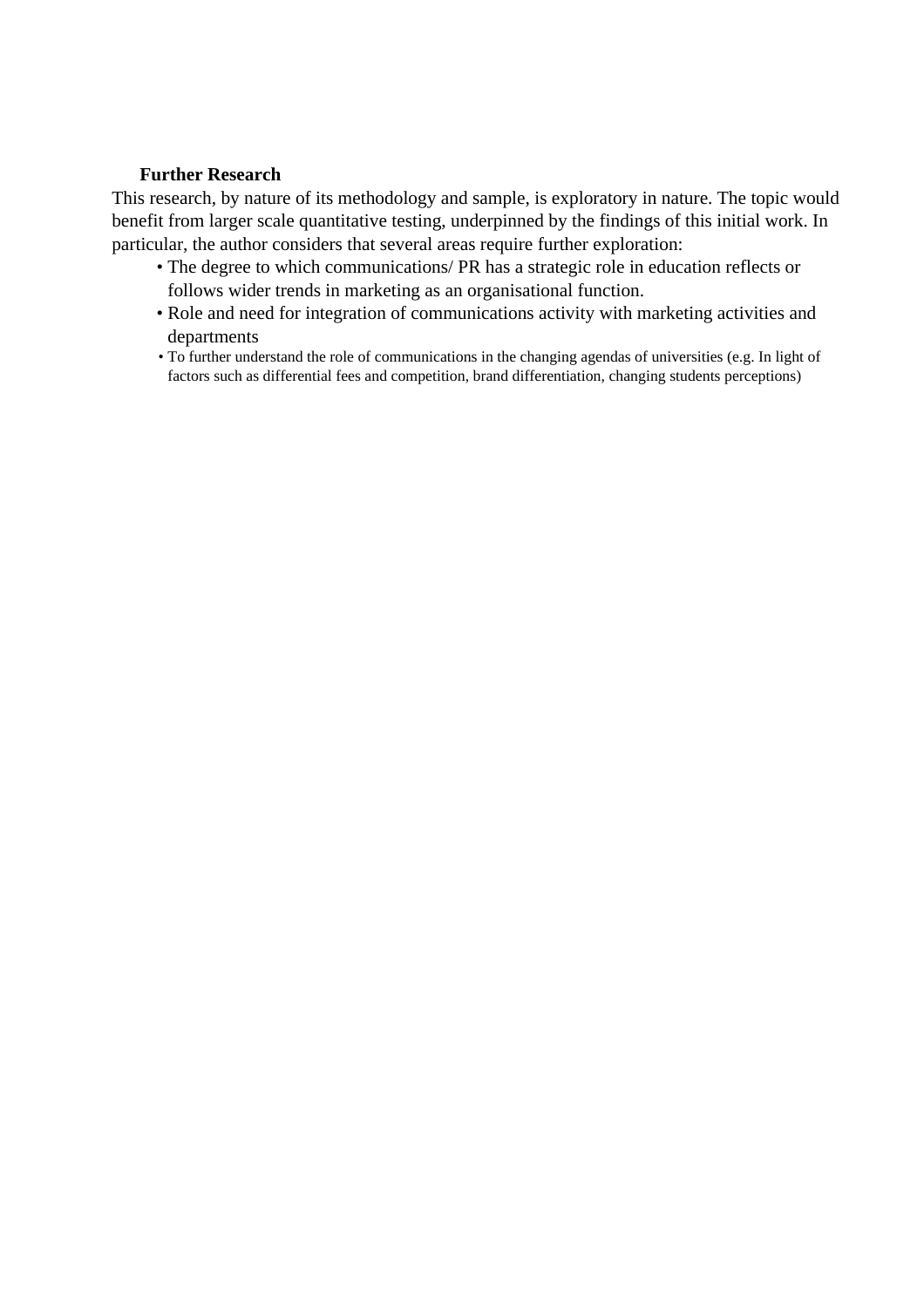**Further Research**

This research, by nature of its methodology and sample, is exploratory in nature. The topic would benefit from larger scale quantitative testing, underpinned by the findings of this initial work. In particular, the author considers that several areas require further exploration:

- The degree to which communications/ PR has a strategic role in education reflects or follows wider trends in marketing as an organisational function.
- Role and need for integration of communications activity with marketing activities and departments
- To further understand the role of communications in the changing agendas of universities (e.g. In light of factors such as differential fees and competition, brand differentiation, changing students perceptions)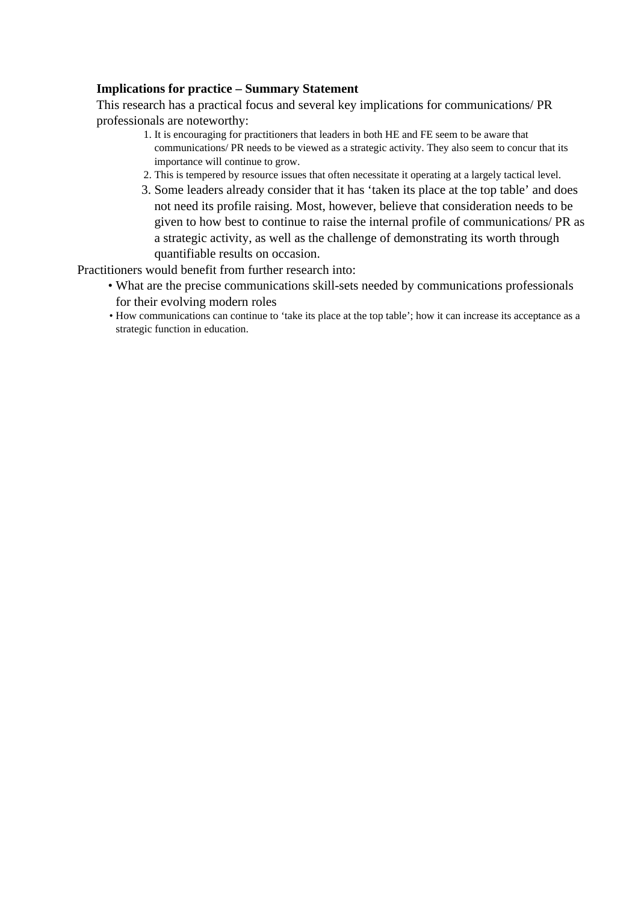**Implications for practice – Summary Statement**

This research has a practical focus and several key implications for communications/ PR professionals are noteworthy:

1. It is encouraging for practitioners that leaders in both HE and FE seem to be aware that communications/ PR needs to be viewed as a strategic activity. They also seem to concur that its importance will continue to grow.
2. This is tempered by resource issues that often necessitate it operating at a largely tactical level.
3. Some leaders already consider that it has 'taken its place at the top table' and does not need its profile raising. Most, however, believe that consideration needs to be given to how best to continue to raise the internal profile of communications/ PR as a strategic activity, as well as the challenge of demonstrating its worth through quantifiable results on occasion.

Practitioners would benefit from further research into:

- What are the precise communications skill-sets needed by communications professionals for their evolving modern roles
- How communications can continue to 'take its place at the top table'; how it can increase its acceptance as a strategic function in education.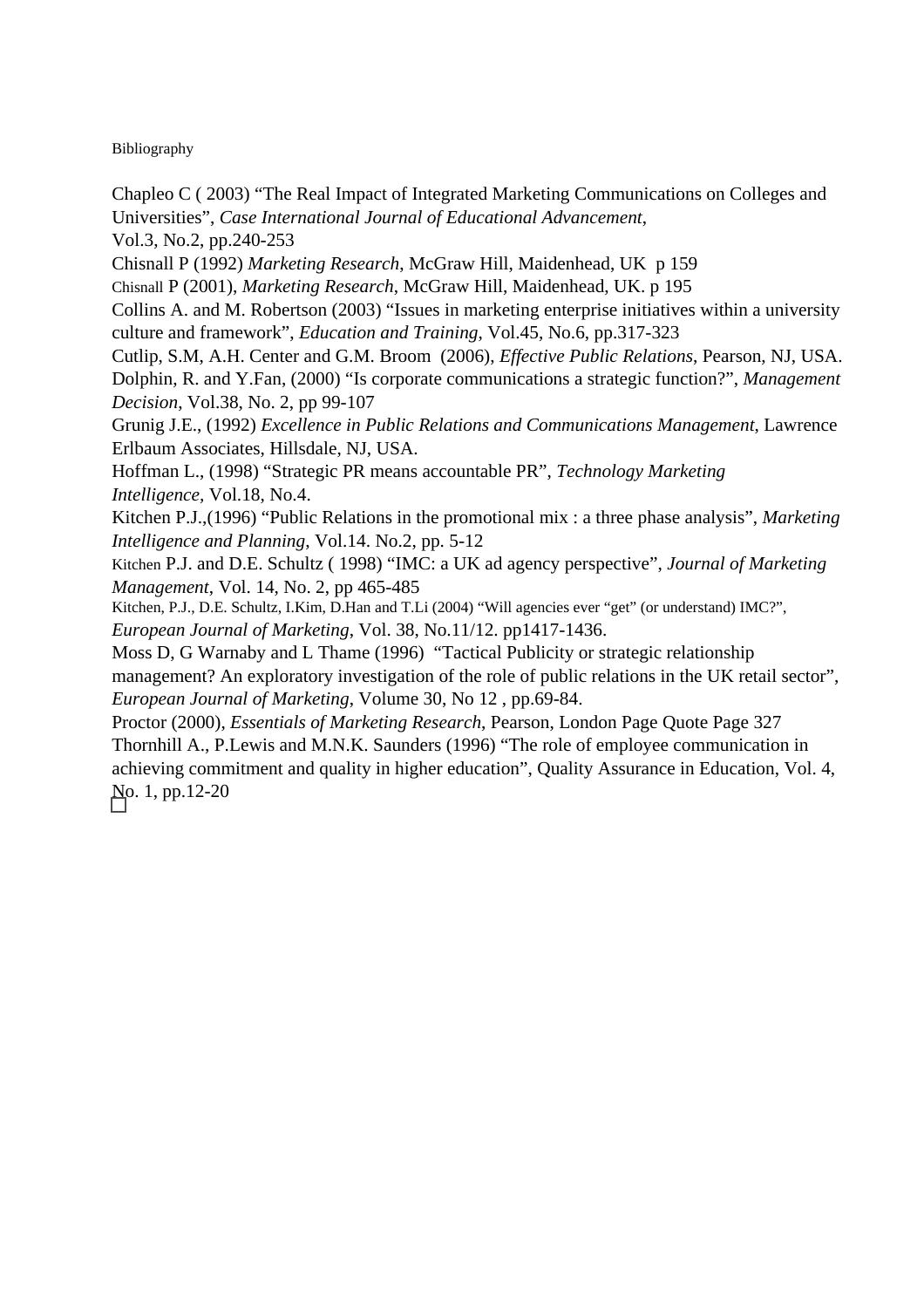Bibliography

Chapleo C ( 2003) "The Real Impact of Integrated Marketing Communications on Colleges and Universities", *Case International Journal of Educational Advancement*, Vol.3, No.2, pp.240-253

Chisnall P (1992) *Marketing Research*, McGraw Hill, Maidenhead, UK p 159

Chisnall P (2001), *Marketing Research*, McGraw Hill, Maidenhead, UK. p 195

Collins A. and M. Robertson (2003) "Issues in marketing enterprise initiatives within a university culture and framework", *Education and Training*, Vol.45, No.6, pp.317-323

Cutlip, S.M, A.H. Center and G.M. Broom (2006), *Effective Public Relations*, Pearson, NJ, USA.

Dolphin, R. and Y.Fan, (2000) "Is corporate communications a strategic function?", *Management Decision*, Vol.38, No. 2, pp 99-107

Grunig J.E., (1992) *Excellence in Public Relations and Communications Management*, Lawrence Erlbaum Associates, Hillsdale, NJ, USA.

Hoffman L., (1998) "Strategic PR means accountable PR", *Technology Marketing Intelligence*, Vol.18, No.4.

Kitchen P.J.,(1996) "Public Relations in the promotional mix : a three phase analysis", *Marketing Intelligence and Planning*, Vol.14. No.2, pp. 5-12

Kitchen P.J. and D.E. Schultz ( 1998) "IMC: a UK ad agency perspective", *Journal of Marketing Management*, Vol. 14, No. 2, pp 465-485

Kitchen, P.J., D.E. Schultz, I.Kim, D.Han and T.Li (2004) "Will agencies ever "get" (or understand) IMC?", *European Journal of Marketing*, Vol. 38, No.11/12. pp1417-1436.

Moss D, G Warnaby and L Thame (1996) "Tactical Publicity or strategic relationship management? An exploratory investigation of the role of public relations in the UK retail sector", *European Journal of Marketing*, Volume 30, No 12 , pp.69-84.

Proctor (2000), *Essentials of Marketing Research*, Pearson, London Page Quote Page 327

Thornhill A., P.Lewis and M.N.K. Saunders (1996) "The role of employee communication in achieving commitment and quality in higher education", Quality Assurance in Education, Vol. 4, No. 1, pp.12-20